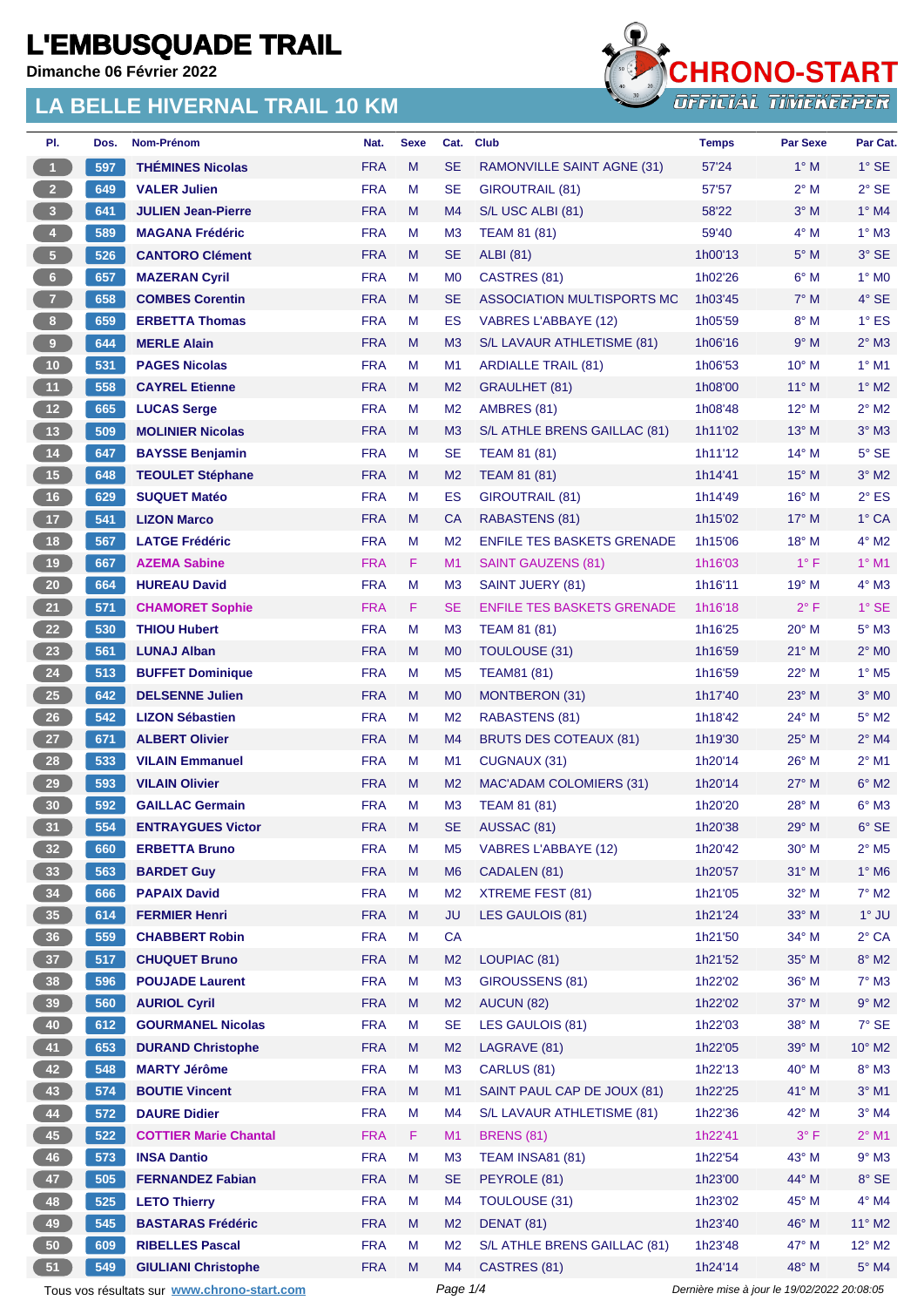# L'EMBUSQUADE TRAIL

Dimanche 06 Février 2022

## LA BELLE HIVERNAL TRAIL 10 KM

| Pl. | Dos. | Nom-Prénom | Nat. | Sexe | Cat. | Club | Temps | Par Sexe | Par Cat. |
|---|---|---|---|---|---|---|---|---|---|
| 1 | 597 | THÉMINES Nicolas | FRA | M | SE | RAMONVILLE SAINT AGNE (31) | 57'24 | 1° M | 1° SE |
| 2 | 649 | VALER Julien | FRA | M | SE | GIROUTRAIL (81) | 57'57 | 2° M | 2° SE |
| 3 | 641 | JULIEN Jean-Pierre | FRA | M | M4 | S/L USC ALBI (81) | 58'22 | 3° M | 1° M4 |
| 4 | 589 | MAGANA Frédéric | FRA | M | M3 | TEAM 81 (81) | 59'40 | 4° M | 1° M3 |
| 5 | 526 | CANTORO Clément | FRA | M | SE | ALBI (81) | 1h00'13 | 5° M | 3° SE |
| 6 | 657 | MAZERAN Cyril | FRA | M | M0 | CASTRES (81) | 1h02'26 | 6° M | 1° M0 |
| 7 | 658 | COMBES Corentin | FRA | M | SE | ASSOCIATION MULTISPORTS MC | 1h03'45 | 7° M | 4° SE |
| 8 | 659 | ERBETTA Thomas | FRA | M | ES | VABRES L'ABBAYE (12) | 1h05'59 | 8° M | 1° ES |
| 9 | 644 | MERLE Alain | FRA | M | M3 | S/L LAVAUR ATHLETISME (81) | 1h06'16 | 9° M | 2° M3 |
| 10 | 531 | PAGES Nicolas | FRA | M | M1 | ARDIALLE TRAIL (81) | 1h06'53 | 10° M | 1° M1 |
| 11 | 558 | CAYREL Etienne | FRA | M | M2 | GRAULHET (81) | 1h08'00 | 11° M | 1° M2 |
| 12 | 665 | LUCAS Serge | FRA | M | M2 | AMBRES (81) | 1h08'48 | 12° M | 2° M2 |
| 13 | 509 | MOLINIER Nicolas | FRA | M | M3 | S/L ATHLE BRENS GAILLAC (81) | 1h11'02 | 13° M | 3° M3 |
| 14 | 647 | BAYSSE Benjamin | FRA | M | SE | TEAM 81 (81) | 1h11'12 | 14° M | 5° SE |
| 15 | 648 | TEOULET Stéphane | FRA | M | M2 | TEAM 81 (81) | 1h14'41 | 15° M | 3° M2 |
| 16 | 629 | SUQUET Matéo | FRA | M | ES | GIROUTRAIL (81) | 1h14'49 | 16° M | 2° ES |
| 17 | 541 | LIZON Marco | FRA | M | CA | RABASTENS (81) | 1h15'02 | 17° M | 1° CA |
| 18 | 567 | LATGE Frédéric | FRA | M | M2 | ENFILE TES BASKETS GRENADE | 1h15'06 | 18° M | 4° M2 |
| 19 | 667 | AZEMA Sabine | FRA | F | M1 | SAINT GAUZENS (81) | 1h16'03 | 1° F | 1° M1 |
| 20 | 664 | HUREAU David | FRA | M | M3 | SAINT JUERY (81) | 1h16'11 | 19° M | 4° M3 |
| 21 | 571 | CHAMORET Sophie | FRA | F | SE | ENFILE TES BASKETS GRENADE | 1h16'18 | 2° F | 1° SE |
| 22 | 530 | THIOU Hubert | FRA | M | M3 | TEAM 81 (81) | 1h16'25 | 20° M | 5° M3 |
| 23 | 561 | LUNAJ Alban | FRA | M | M0 | TOULOUSE (31) | 1h16'59 | 21° M | 2° M0 |
| 24 | 513 | BUFFET Dominique | FRA | M | M5 | TEAM81 (81) | 1h16'59 | 22° M | 1° M5 |
| 25 | 642 | DELSENNE Julien | FRA | M | M0 | MONTBERON (31) | 1h17'40 | 23° M | 3° M0 |
| 26 | 542 | LIZON Sébastien | FRA | M | M2 | RABASTENS (81) | 1h18'42 | 24° M | 5° M2 |
| 27 | 671 | ALBERT Olivier | FRA | M | M4 | BRUTS DES COTEAUX (81) | 1h19'30 | 25° M | 2° M4 |
| 28 | 533 | VILAIN Emmanuel | FRA | M | M1 | CUGNAUX (31) | 1h20'14 | 26° M | 2° M1 |
| 29 | 593 | VILAIN Olivier | FRA | M | M2 | MAC'ADAM COLOMIERS (31) | 1h20'14 | 27° M | 6° M2 |
| 30 | 592 | GAILLAC Germain | FRA | M | M3 | TEAM 81 (81) | 1h20'20 | 28° M | 6° M3 |
| 31 | 554 | ENTRAYGUES Victor | FRA | M | SE | AUSSAC (81) | 1h20'38 | 29° M | 6° SE |
| 32 | 660 | ERBETTA Bruno | FRA | M | M5 | VABRES L'ABBAYE (12) | 1h20'42 | 30° M | 2° M5 |
| 33 | 563 | BARDET Guy | FRA | M | M6 | CADALEN (81) | 1h20'57 | 31° M | 1° M6 |
| 34 | 666 | PAPAIX David | FRA | M | M2 | XTREME FEST (81) | 1h21'05 | 32° M | 7° M2 |
| 35 | 614 | FERMIER Henri | FRA | M | JU | LES GAULOIS (81) | 1h21'24 | 33° M | 1° JU |
| 36 | 559 | CHABBERT Robin | FRA | M | CA | | 1h21'50 | 34° M | 2° CA |
| 37 | 517 | CHUQUET Bruno | FRA | M | M2 | LOUPIAC (81) | 1h21'52 | 35° M | 8° M2 |
| 38 | 596 | POUJADE Laurent | FRA | M | M3 | GIROUSSENS (81) | 1h22'02 | 36° M | 7° M3 |
| 39 | 560 | AURIOL Cyril | FRA | M | M2 | AUCUN (82) | 1h22'02 | 37° M | 9° M2 |
| 40 | 612 | GOURMANEL Nicolas | FRA | M | SE | LES GAULOIS (81) | 1h22'03 | 38° M | 7° SE |
| 41 | 653 | DURAND Christophe | FRA | M | M2 | LAGRAVE (81) | 1h22'05 | 39° M | 10° M2 |
| 42 | 548 | MARTY Jérôme | FRA | M | M3 | CARLUS (81) | 1h22'13 | 40° M | 8° M3 |
| 43 | 574 | BOUTIE Vincent | FRA | M | M1 | SAINT PAUL CAP DE JOUX (81) | 1h22'25 | 41° M | 3° M1 |
| 44 | 572 | DAURE Didier | FRA | M | M4 | S/L LAVAUR ATHLETISME (81) | 1h22'36 | 42° M | 3° M4 |
| 45 | 522 | COTTIER Marie Chantal | FRA | F | M1 | BRENS (81) | 1h22'41 | 3° F | 2° M1 |
| 46 | 573 | INSA Dantio | FRA | M | M3 | TEAM INSA81 (81) | 1h22'54 | 43° M | 9° M3 |
| 47 | 505 | FERNANDEZ Fabian | FRA | M | SE | PEYROLE (81) | 1h23'00 | 44° M | 8° SE |
| 48 | 525 | LETO Thierry | FRA | M | M4 | TOULOUSE (31) | 1h23'02 | 45° M | 4° M4 |
| 49 | 545 | BASTARAS Frédéric | FRA | M | M2 | DENAT (81) | 1h23'40 | 46° M | 11° M2 |
| 50 | 609 | RIBELLES Pascal | FRA | M | M2 | S/L ATHLE BRENS GAILLAC (81) | 1h23'48 | 47° M | 12° M2 |
| 51 | 549 | GIULIANI Christophe | FRA | M | M4 | CASTRES (81) | 1h24'14 | 48° M | 5° M4 |

Tous vos résultats sur www.chrono-start.com

Dernière mise à jour le 19/02/2022 20:08:05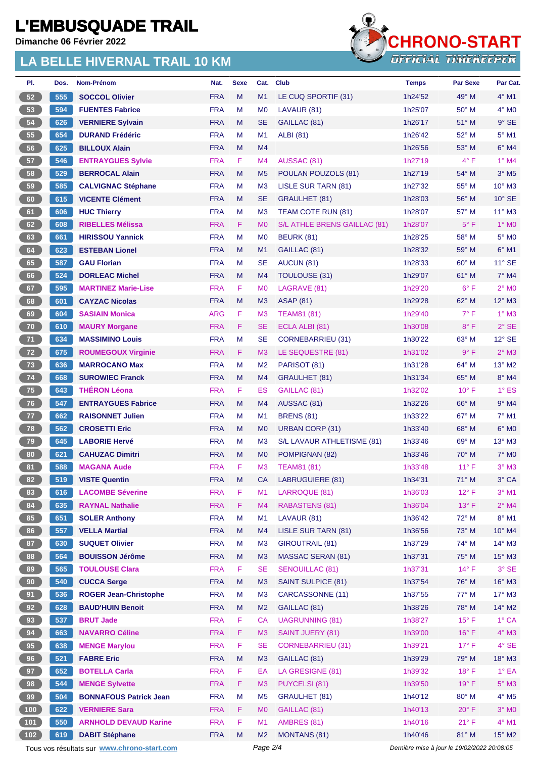# L'EMBUSQUADE TRAIL

**Dimanche 06 Février 2022**

## LA BELLE HIVERNAL TRAIL 10 KM

| Pl. | Dos. | Nom-Prénom | Nat. | Sexe | Cat. | Club | Temps | Par Sexe | Par Cat. |
|---|---|---|---|---|---|---|---|---|---|
| 52 | 555 | **SOCCOL Olivier** | FRA | M | M1 | LE CUQ SPORTIF (31) | 1h24'52 | 49° M | 4° M1 |
| 53 | 594 | **FUENTES Fabrice** | FRA | M | M0 | LAVAUR (81) | 1h25'07 | 50° M | 4° M0 |
| 54 | 626 | **VERNIERE Sylvain** | FRA | M | SE | GAILLAC (81) | 1h26'17 | 51° M | 9° SE |
| 55 | 654 | **DURAND Frédéric** | FRA | M | M1 | ALBI (81) | 1h26'42 | 52° M | 5° M1 |
| 56 | 625 | **BILLOUX Alain** | FRA | M | M4 | | 1h26'56 | 53° M | 6° M4 |
| 57 | 546 | **ENTRAYGUES Sylvie** | FRA | F | M4 | AUSSAC (81) | 1h27'19 | 4° F | 1° M4 |
| 58 | 529 | **BERROCAL Alain** | FRA | M | M5 | POULAN POUZOLS (81) | 1h27'19 | 54° M | 3° M5 |
| 59 | 585 | **CALVIGNAC Stéphane** | FRA | M | M3 | LISLE SUR TARN (81) | 1h27'32 | 55° M | 10° M3 |
| 60 | 615 | **VICENTE Clément** | FRA | M | SE | GRAULHET (81) | 1h28'03 | 56° M | 10° SE |
| 61 | 606 | **HUC Thierry** | FRA | M | M3 | TEAM COTE RUN (81) | 1h28'07 | 57° M | 11° M3 |
| 62 | 608 | **RIBELLES Mélissa** | FRA | F | M0 | S/L ATHLE BRENS GAILLAC (81) | 1h28'07 | 5° F | 1° M0 |
| 63 | 661 | **HIRISSOU Yannick** | FRA | M | M0 | BEURK (81) | 1h28'25 | 58° M | 5° M0 |
| 64 | 623 | **ESTEBAN Lionel** | FRA | M | M1 | GAILLAC (81) | 1h28'32 | 59° M | 6° M1 |
| 65 | 587 | **GAU Florian** | FRA | M | SE | AUCUN (81) | 1h28'33 | 60° M | 11° SE |
| 66 | 524 | **DORLEAC Michel** | FRA | M | M4 | TOULOUSE (31) | 1h29'07 | 61° M | 7° M4 |
| 67 | 595 | **MARTINEZ Marie-Lise** | FRA | F | M0 | LAGRAVE (81) | 1h29'20 | 6° F | 2° M0 |
| 68 | 601 | **CAYZAC Nicolas** | FRA | M | M3 | ASAP (81) | 1h29'28 | 62° M | 12° M3 |
| 69 | 604 | **SASIAIN Monica** | ARG | F | M3 | TEAM81 (81) | 1h29'40 | 7° F | 1° M3 |
| 70 | 610 | **MAURY Morgane** | FRA | F | SE | ECLA ALBI (81) | 1h30'08 | 8° F | 2° SE |
| 71 | 634 | **MASSIMINO Louis** | FRA | M | SE | CORNEBARRIEU (31) | 1h30'22 | 63° M | 12° SE |
| 72 | 675 | **ROUMEGOUX Virginie** | FRA | F | M3 | LE SEQUESTRE (81) | 1h31'02 | 9° F | 2° M3 |
| 73 | 636 | **MARROCANO Max** | FRA | M | M2 | PARISOT (81) | 1h31'28 | 64° M | 13° M2 |
| 74 | 668 | **SUROWIEC Franck** | FRA | M | M4 | GRAULHET (81) | 1h31'34 | 65° M | 8° M4 |
| 75 | 643 | **THÉRON Léona** | FRA | F | ES | GAILLAC (81) | 1h32'02 | 10° F | 1° ES |
| 76 | 547 | **ENTRAYGUES Fabrice** | FRA | M | M4 | AUSSAC (81) | 1h32'26 | 66° M | 9° M4 |
| 77 | 662 | **RAISONNET Julien** | FRA | M | M1 | BRENS (81) | 1h33'22 | 67° M | 7° M1 |
| 78 | 562 | **CROSETTI Eric** | FRA | M | M0 | URBAN CORP (31) | 1h33'40 | 68° M | 6° M0 |
| 79 | 645 | **LABORIE Hervé** | FRA | M | M3 | S/L LAVAUR ATHLETISME (81) | 1h33'46 | 69° M | 13° M3 |
| 80 | 621 | **CAHUZAC Dimitri** | FRA | M | M0 | POMPIGNAN (82) | 1h33'46 | 70° M | 7° M0 |
| 81 | 588 | **MAGANA Aude** | FRA | F | M3 | TEAM81 (81) | 1h33'48 | 11° F | 3° M3 |
| 82 | 519 | **VISTE Quentin** | FRA | M | CA | LABRUGUIERE (81) | 1h34'31 | 71° M | 3° CA |
| 83 | 616 | **LACOMBE Séverine** | FRA | F | M1 | LARROQUE (81) | 1h36'03 | 12° F | 3° M1 |
| 84 | 635 | **RAYNAL Nathalie** | FRA | F | M4 | RABASTENS (81) | 1h36'04 | 13° F | 2° M4 |
| 85 | 651 | **SOLER Anthony** | FRA | M | M1 | LAVAUR (81) | 1h36'42 | 72° M | 8° M1 |
| 86 | 557 | **VELLA Martial** | FRA | M | M4 | LISLE SUR TARN (81) | 1h36'56 | 73° M | 10° M4 |
| 87 | 630 | **SUQUET Olivier** | FRA | M | M3 | GIROUTRAIL (81) | 1h37'29 | 74° M | 14° M3 |
| 88 | 564 | **BOUISSON Jérôme** | FRA | M | M3 | MASSAC SERAN (81) | 1h37'31 | 75° M | 15° M3 |
| 89 | 565 | **TOULOUSE Clara** | FRA | F | SE | SENOUILLAC (81) | 1h37'31 | 14° F | 3° SE |
| 90 | 540 | **CUCCA Serge** | FRA | M | M3 | SAINT SULPICE (81) | 1h37'54 | 76° M | 16° M3 |
| 91 | 536 | **ROGER Jean-Christophe** | FRA | M | M3 | CARCASSONNE (11) | 1h37'55 | 77° M | 17° M3 |
| 92 | 628 | **BAUD'HUIN Benoit** | FRA | M | M2 | GAILLAC (81) | 1h38'26 | 78° M | 14° M2 |
| 93 | 537 | **BRUT Jade** | FRA | F | CA | UAGRUNNING (81) | 1h38'27 | 15° F | 1° CA |
| 94 | 663 | **NAVARRO Céline** | FRA | F | M3 | SAINT JUERY (81) | 1h39'00 | 16° F | 4° M3 |
| 95 | 638 | **MENGE Marylou** | FRA | F | SE | CORNEBARRIEU (31) | 1h39'21 | 17° F | 4° SE |
| 96 | 521 | **FABRE Eric** | FRA | M | M3 | GAILLAC (81) | 1h39'29 | 79° M | 18° M3 |
| 97 | 652 | **BOTELLA Carla** | FRA | F | EA | LA GRESIGNE (81) | 1h39'32 | 18° F | 1° EA |
| 98 | 544 | **MENGE Sylvette** | FRA | F | M3 | PUYCELSI (81) | 1h39'50 | 19° F | 5° M3 |
| 99 | 504 | **BONNAFOUS Patrick Jean** | FRA | M | M5 | GRAULHET (81) | 1h40'12 | 80° M | 4° M5 |
| 100 | 622 | **VERNIERE Sara** | FRA | F | M0 | GAILLAC (81) | 1h40'13 | 20° F | 3° M0 |
| 101 | 550 | **ARNHOLD DEVAUD Karine** | FRA | F | M1 | AMBRES (81) | 1h40'16 | 21° F | 4° M1 |
| 102 | 619 | **DABIT Stéphane** | FRA | M | M2 | MONTANS (81) | 1h40'46 | 81° M | 15° M2 |

Tous vos résultats sur www.chrono-start.com — Dernière mise à jour le 19/02/2022 20:08:05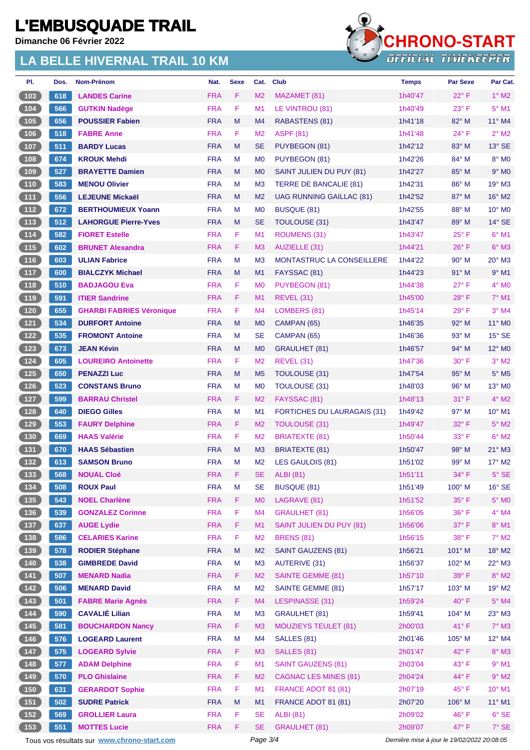# L'EMBUSQUADE TRAIL

**Dimanche 06 Février 2022**

## LA BELLE HIVERNAL TRAIL 10 KM

CHRONO-START
OFFICIAL TIMEKEEPER

| Pl. | Dos. | Nom-Prénom | Nat. | Sexe | Cat. | Club | Temps | Par Sexe | Par Cat. |
|---|---|---|---|---|---|---|---|---|---|
| 103 | 618 | LANDES Carine | FRA | F | M2 | MAZAMET (81) | 1h40'47 | 22° F | 1° M2 |
| 104 | 566 | GUTKIN Nadège | FRA | F | M1 | LE VINTROU (81) | 1h40'49 | 23° F | 5° M1 |
| 105 | 656 | POUSSIER Fabien | FRA | M | M4 | RABASTENS (81) | 1h41'18 | 82° M | 11° M4 |
| 106 | 518 | FABRE Anne | FRA | F | M2 | ASPF (81) | 1h41'48 | 24° F | 2° M2 |
| 107 | 511 | BARDY Lucas | FRA | M | SE | PUYBEGON (81) | 1h42'12 | 83° M | 13° SE |
| 108 | 674 | KROUK Mehdi | FRA | M | M0 | PUYBEGON (81) | 1h42'26 | 84° M | 8° M0 |
| 109 | 527 | BRAYETTE Damien | FRA | M | M0 | SAINT JULIEN DU PUY (81) | 1h42'27 | 85° M | 9° M0 |
| 110 | 583 | MENOU Olivier | FRA | M | M3 | TERRE DE BANCALIE (81) | 1h42'31 | 86° M | 19° M3 |
| 111 | 556 | LEJEUNE Mickaël | FRA | M | M2 | UAG RUNNING GAILLAC (81) | 1h42'52 | 87° M | 16° M2 |
| 112 | 672 | BERTHOUMIEUX Yoann | FRA | M | M0 | BUSQUE (81) | 1h42'55 | 88° M | 10° M0 |
| 113 | 512 | LAHORGUE Pierre-Yves | FRA | M | SE | TOULOUSE (31) | 1h43'47 | 89° M | 14° SE |
| 114 | 582 | FIORET Estelle | FRA | F | M1 | ROUMENS (31) | 1h43'47 | 25° F | 6° M1 |
| 115 | 602 | BRUNET Alexandra | FRA | F | M3 | AUZIELLE (31) | 1h44'21 | 26° F | 6° M3 |
| 116 | 603 | ULIAN Fabrice | FRA | M | M3 | MONTASTRUC LA CONSEILLERE | 1h44'22 | 90° M | 20° M3 |
| 117 | 600 | BIALCZYK Michael | FRA | M | M1 | FAYSSAC (81) | 1h44'23 | 91° M | 9° M1 |
| 118 | 510 | BADJAGOU Eva | FRA | F | M0 | PUYBEGON (81) | 1h44'38 | 27° F | 4° M0 |
| 119 | 591 | ITIER Sandrine | FRA | F | M1 | REVEL (31) | 1h45'00 | 28° F | 7° M1 |
| 120 | 655 | GHARBI FABRIES Véronique | FRA | F | M4 | LOMBERS (81) | 1h45'14 | 29° F | 3° M4 |
| 121 | 534 | DURFORT Antoine | FRA | M | M0 | CAMPAN (65) | 1h46'35 | 92° M | 11° M0 |
| 122 | 535 | FROMONT Antoine | FRA | M | SE | CAMPAN (65) | 1h46'36 | 93° M | 15° SE |
| 123 | 673 | JEAN Kévin | FRA | M | M0 | GRAULHET (81) | 1h46'57 | 94° M | 12° M0 |
| 124 | 605 | LOUREIRO Antoinette | FRA | F | M2 | REVEL (31) | 1h47'36 | 30° F | 3° M2 |
| 125 | 650 | PENAZZI Luc | FRA | M | M5 | TOULOUSE (31) | 1h47'54 | 95° M | 5° M5 |
| 126 | 523 | CONSTANS Bruno | FRA | M | M0 | TOULOUSE (31) | 1h48'03 | 96° M | 13° M0 |
| 127 | 599 | BARRAU Christel | FRA | F | M2 | FAYSSAC (81) | 1h48'13 | 31° F | 4° M2 |
| 128 | 640 | DIEGO Gilles | FRA | M | M1 | FORTICHES DU LAURAGAIS (31) | 1h49'42 | 97° M | 10° M1 |
| 129 | 553 | FAURY Delphine | FRA | F | M2 | TOULOUSE (31) | 1h49'47 | 32° F | 5° M2 |
| 130 | 669 | HAAS Valérie | FRA | F | M2 | BRIATEXTE (81) | 1h50'44 | 33° F | 6° M2 |
| 131 | 670 | HAAS Sébastien | FRA | M | M3 | BRIATEXTE (81) | 1h50'47 | 98° M | 21° M3 |
| 132 | 613 | SAMSON Bruno | FRA | M | M2 | LES GAULOIS (81) | 1h51'02 | 99° M | 17° M2 |
| 133 | 568 | NOUAL Cloé | FRA | F | SE | ALBI (81) | 1h51'11 | 34° F | 5° SE |
| 134 | 508 | ROUX Paul | FRA | M | SE | BUSQUE (81) | 1h51'49 | 100° M | 16° SE |
| 135 | 543 | NOEL Charlène | FRA | F | M0 | LAGRAVE (81) | 1h51'52 | 35° F | 5° M0 |
| 136 | 539 | GONZALEZ Corinne | FRA | F | M4 | GRAULHET (81) | 1h56'05 | 36° F | 4° M4 |
| 137 | 637 | AUGE Lydie | FRA | F | M1 | SAINT JULIEN DU PUY (81) | 1h56'06 | 37° F | 8° M1 |
| 138 | 586 | CELARIES Karine | FRA | F | M2 | BRENS (81) | 1h56'15 | 38° F | 7° M2 |
| 139 | 578 | RODIER Stéphane | FRA | M | M2 | SAINT GAUZENS (81) | 1h56'21 | 101° M | 18° M2 |
| 140 | 538 | GIMBREDE David | FRA | M | M3 | AUTERIVE (31) | 1h56'37 | 102° M | 22° M3 |
| 141 | 507 | MENARD Nadia | FRA | F | M2 | SAINTE GEMME (81) | 1h57'10 | 39° F | 8° M2 |
| 142 | 506 | MENARD David | FRA | M | M2 | SAINTE GEMME (81) | 1h57'17 | 103° M | 19° M2 |
| 143 | 501 | FABRE Marie Agnès | FRA | F | M4 | LESPINASSE (31) | 1h59'24 | 40° F | 5° M4 |
| 144 | 590 | CAVALIÉ Lilian | FRA | M | M3 | GRAULHET (81) | 1h59'41 | 104° M | 23° M3 |
| 145 | 581 | BOUCHARDON Nancy | FRA | F | M3 | MOUZIEYS TEULET (81) | 2h00'03 | 41° F | 7° M3 |
| 146 | 576 | LOGEARD Laurent | FRA | M | M4 | SALLES (81) | 2h01'46 | 105° M | 12° M4 |
| 147 | 575 | LOGEARD Sylvie | FRA | F | M3 | SALLES (81) | 2h01'47 | 42° F | 8° M3 |
| 148 | 577 | ADAM Delphine | FRA | F | M1 | SAINT GAUZENS (81) | 2h03'04 | 43° F | 9° M1 |
| 149 | 570 | PLO Ghislaine | FRA | F | M2 | CAGNAC LES MINES (81) | 2h04'24 | 44° F | 9° M2 |
| 150 | 631 | GERARDOT Sophie | FRA | F | M1 | FRANCE ADOT 81 (81) | 2h07'19 | 45° F | 10° M1 |
| 151 | 502 | SUDRE Patrick | FRA | M | M1 | FRANCE ADOT 81 (81) | 2h07'20 | 106° M | 11° M1 |
| 152 | 569 | GROLLIER Laura | FRA | F | SE | ALBI (81) | 2h09'02 | 46° F | 6° SE |
| 153 | 551 | MOTTES Lucie | FRA | F | SE | GRAULHET (81) | 2h09'07 | 47° F | 7° SE |

Tous vos résultats sur www.chrono-start.com

*Dernière mise à jour le 19/02/2022 20:08:05*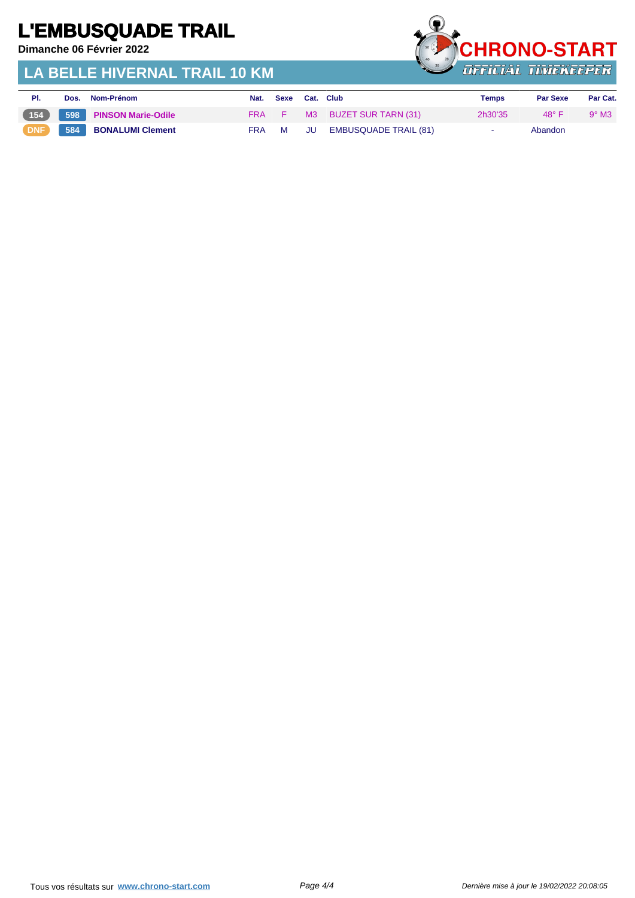# L'EMBUSQUADE TRAIL

**Dimanche 06 Février 2022**

## LA BELLE HIVERNAL TRAIL 10 KM

| Pl. | Dos. | Nom-Prénom | Nat. | Sexe | Cat. | Club | Temps | Par Sexe | Par Cat. |
|---|---|---|---|---|---|---|---|---|---|
| 154 | 598 | **PINSON Marie-Odile** | FRA | F | M3 | BUZET SUR TARN (31) | 2h30'35 | 48° F | 9° M3 |
| DNF | 584 | **BONALUMI Clement** | FRA | M | JU | EMBUSQUADE TRAIL (81) | - | Abandon | |

Tous vos résultats sur www.chrono-start.com

*Dernière mise à jour le 19/02/2022 20:08:05*